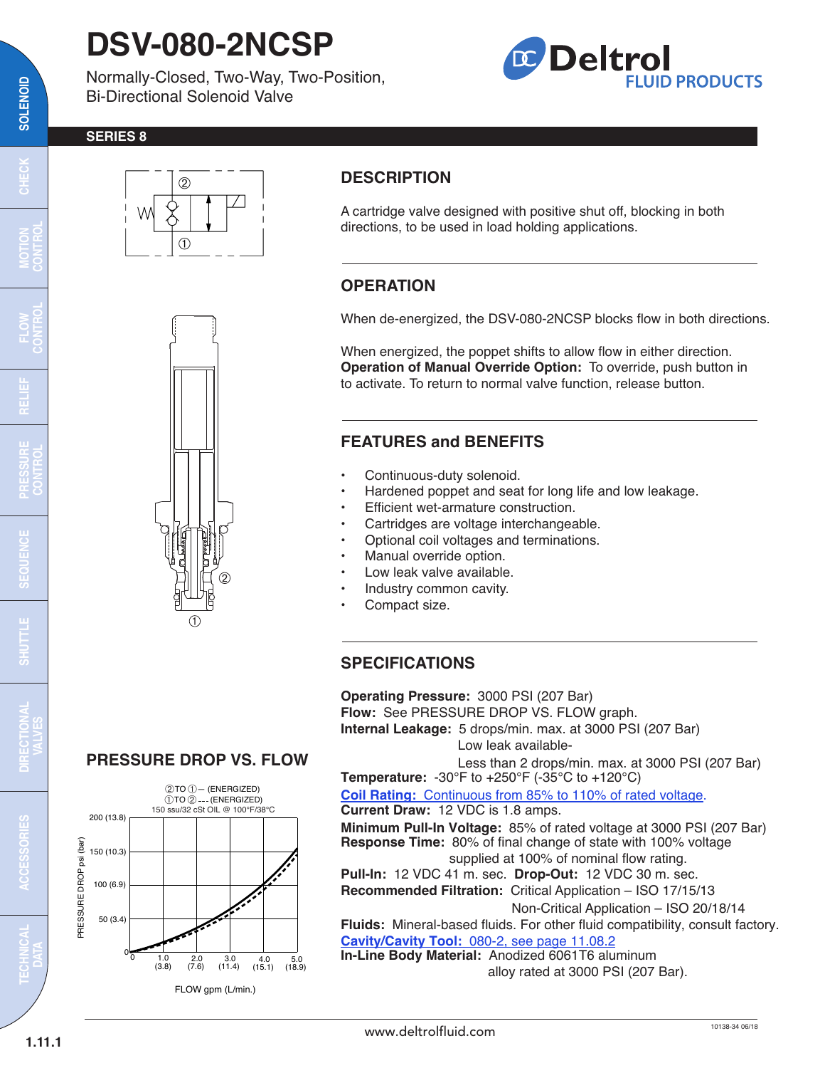# DSV-080-2NCSP

Normally-Closed, Two-Way, Two-Position, Bi-Directional Solenoid Valve

**SERIES 8**

## DESCRIPTION

A cartridge valve designed with positive shut off, blocking in both directions, to be used in load holding applications.

## OPERATION

When de-energized, the DSV-080-2NCSP blocks flow in both directions.

When energized, the poppet shifts to allow flow in either direction.
**Operation of Manual Override Option:** To override, push button in to activate. To return to normal valve function, release button.

## FEATURES and BENEFITS

- Continuous-duty solenoid.
- Hardened poppet and seat for long life and low leakage.
- Efficient wet-armature construction.
- Cartridges are voltage interchangeable.
- Optional coil voltages and terminations.
- Manual override option.
- Low leak valve available.
- Industry common cavity.
- Compact size.

## PRESSURE DROP VS. FLOW

②TO ① — (ENERGIZED)
①TO ② --- (ENERGIZED)
150 ssu/32 cSt OIL @ 100°F/38°C

PRESSURE DROP psi (bar): 0, 50 (3.4), 100 (6.9), 150 (10.3), 200 (13.8)

FLOW gpm (L/min.): 0, 1.0 (3.8), 2.0 (7.6), 3.0 (11.4), 4.0 (15.1), 5.0 (18.9)

## SPECIFICATIONS

**Operating Pressure:** 3000 PSI (207 Bar)
**Flow:** See PRESSURE DROP VS. FLOW graph.
**Internal Leakage:** 5 drops/min. max. at 3000 PSI (207 Bar)
Low leak available-
Less than 2 drops/min. max. at 3000 PSI (207 Bar)
**Temperature:** -30°F to +250°F (-35°C to +120°C)
**Coil Rating:** Continuous from 85% to 110% of rated voltage.
**Current Draw:** 12 VDC is 1.8 amps.
**Minimum Pull-In Voltage:** 85% of rated voltage at 3000 PSI (207 Bar)
**Response Time:** 80% of final change of state with 100% voltage supplied at 100% of nominal flow rating.
**Pull-In:** 12 VDC 41 m. sec. **Drop-Out:** 12 VDC 30 m. sec.
**Recommended Filtration:** Critical Application – ISO 17/15/13
Non-Critical Application – ISO 20/18/14
**Fluids:** Mineral-based fluids. For other fluid compatibility, consult factory.
**Cavity/Cavity Tool:** 080-2, see page 11.08.2
**In-Line Body Material:** Anodized 6061T6 aluminum alloy rated at 3000 PSI (207 Bar).

www.deltrolfluid.com

10138-34 06/18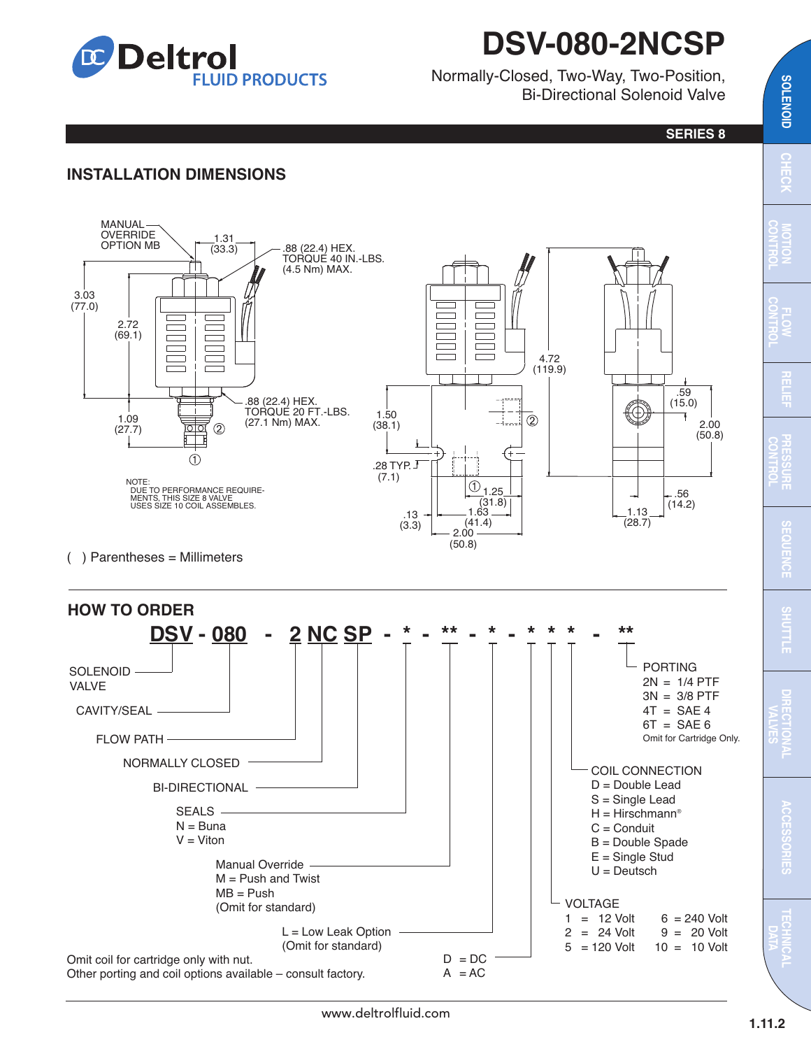# DSV-080-2NCSP

Normally-Closed, Two-Way, Two-Position, Bi-Directional Solenoid Valve

**SERIES 8**

## INSTALLATION DIMENSIONS

MANUAL OVERRIDE OPTION MB

1.31 (33.3)

.88 (22.4) HEX. TORQUE 40 IN.-LBS. (4.5 Nm) MAX.

3.03 (77.0)

2.72 (69.1)

1.09 (27.7)

.88 (22.4) HEX. TORQUE 20 FT.-LBS. (27.1 Nm) MAX.

② ①

NOTE: DUE TO PERFORMANCE REQUIREMENTS, THIS SIZE 8 VALVE USES SIZE 10 COIL ASSEMBLES.

4.72 (119.9)

1.50 (38.1)

.28 TYP. (7.1)

.13 (3.3)

1.25 (31.8)

1.63 (41.4)

2.00 (50.8)

.59 (15.0)

2.00 (50.8)

.56 (14.2)

1.13 (28.7)

( ) Parentheses = Millimeters

## HOW TO ORDER

**DSV - 080 - 2 NC SP - * - ** - * - * * * - ****

SOLENOID VALVE

CAVITY/SEAL

FLOW PATH

NORMALLY CLOSED

BI-DIRECTIONAL

SEALS
- N = Buna
- V = Viton

Manual Override
- M = Push and Twist
- MB = Push
- (Omit for standard)

L = Low Leak Option
(Omit for standard)

- D = DC
- A = AC

VOLTAGE
- 1 = 12 Volt
- 2 = 24 Volt
- 5 = 120 Volt
- 6 = 240 Volt
- 9 = 20 Volt
- 10 = 10 Volt

COIL CONNECTION
- D = Double Lead
- S = Single Lead
- H = Hirschmann®
- C = Conduit
- B = Double Spade
- E = Single Stud
- U = Deutsch

PORTING
- 2N = 1/4 PTF
- 3N = 3/8 PTF
- 4T = SAE 4
- 6T = SAE 6
- Omit for Cartridge Only.

Omit coil for cartridge only with nut.
Other porting and coil options available – consult factory.